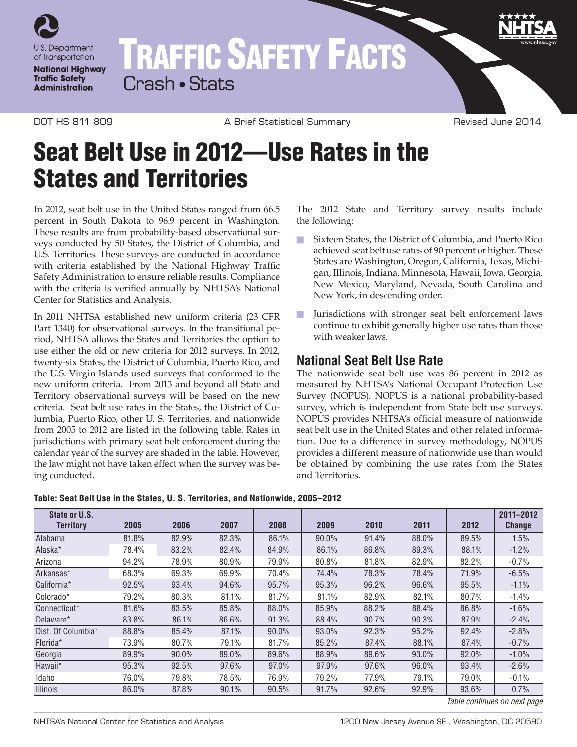U.S. Department of Transportation

**National Highway Traffic Safety Administration**

# TRAFFIC SAFETY FACTS

Crash • Stats

DOT HS 811 809 | A Brief Statistical Summary | Revised June 2014

# Seat Belt Use in 2012—Use Rates in the States and Territories

In 2012, seat belt use in the United States ranged from 66.5 percent in South Dakota to 96.9 percent in Washington. These results are from probability-based observational surveys conducted by 50 States, the District of Columbia, and U.S. Territories. These surveys are conducted in accordance with criteria established by the National Highway Traffic Safety Administration to ensure reliable results. Compliance with the criteria is verified annually by NHTSA's National Center for Statistics and Analysis.

In 2011 NHTSA established new uniform criteria (23 CFR Part 1340) for observational surveys. In the transitional period, NHTSA allows the States and Territories the option to use either the old or new criteria for 2012 surveys. In 2012, twenty-six States, the District of Columbia, Puerto Rico, and the U.S. Virgin Islands used surveys that conformed to the new uniform criteria. From 2013 and beyond all State and Territory observational surveys will be based on the new criteria. Seat belt use rates in the States, the District of Columbia, Puerto Rico, other U. S. Territories, and nationwide from 2005 to 2012 are listed in the following table. Rates in jurisdictions with primary seat belt enforcement during the calendar year of the survey are shaded in the table. However, the law might not have taken effect when the survey was being conducted.

The 2012 State and Territory survey results include the following:

- Sixteen States, the District of Columbia, and Puerto Rico achieved seat belt use rates of 90 percent or higher. These States are Washington, Oregon, California, Texas, Michigan, Illinois, Indiana, Minnesota, Hawaii, Iowa, Georgia, New Mexico, Maryland, Nevada, South Carolina and New York, in descending order.
- Jurisdictions with stronger seat belt enforcement laws continue to exhibit generally higher use rates than those with weaker laws.

## National Seat Belt Use Rate

The nationwide seat belt use was 86 percent in 2012 as measured by NHTSA's National Occupant Protection Use Survey (NOPUS). NOPUS is a national probability-based survey, which is independent from State belt use surveys. NOPUS provides NHTSA's official measure of nationwide seat belt use in the United States and other related information. Due to a difference in survey methodology, NOPUS provides a different measure of nationwide use than would be obtained by combining the use rates from the States and Territories.

**Table: Seat Belt Use in the States, U. S. Territories, and Nationwide, 2005–2012**

| State or U.S. Territory | 2005 | 2006 | 2007 | 2008 | 2009 | 2010 | 2011 | 2012 | 2011–2012 Change |
|---|---|---|---|---|---|---|---|---|---|
| Alabama | 81.8% | 82.9% | 82.3% | 86.1% | 90.0% | 91.4% | 88.0% | 89.5% | 1.5% |
| Alaska* | 78.4% | 83.2% | 82.4% | 84.9% | 86.1% | 86.8% | 89.3% | 88.1% | -1.2% |
| Arizona | 94.2% | 78.9% | 80.9% | 79.9% | 80.8% | 81.8% | 82.9% | 82.2% | -0.7% |
| Arkansas* | 68.3% | 69.3% | 69.9% | 70.4% | 74.4% | 78.3% | 78.4% | 71.9% | -6.5% |
| California* | 92.5% | 93.4% | 94.6% | 95.7% | 95.3% | 96.2% | 96.6% | 95.5% | -1.1% |
| Colorado* | 79.2% | 80.3% | 81.1% | 81.7% | 81.1% | 82.9% | 82.1% | 80.7% | -1.4% |
| Connecticut* | 81.6% | 83.5% | 85.8% | 88.0% | 85.9% | 88.2% | 88.4% | 86.8% | -1.6% |
| Delaware* | 83.8% | 86.1% | 86.6% | 91.3% | 88.4% | 90.7% | 90.3% | 87.9% | -2.4% |
| Dist. Of Columbia* | 88.8% | 85.4% | 87.1% | 90.0% | 93.0% | 92.3% | 95.2% | 92.4% | -2.8% |
| Florida* | 73.9% | 80.7% | 79.1% | 81.7% | 85.2% | 87.4% | 88.1% | 87.4% | -0.7% |
| Georgia | 89.9% | 90.0% | 89.0% | 89.6% | 88.9% | 89.6% | 93.0% | 92.0% | -1.0% |
| Hawaii* | 95.3% | 92.5% | 97.6% | 97.0% | 97.9% | 97.6% | 96.0% | 93.4% | -2.6% |
| Idaho | 76.0% | 79.8% | 78.5% | 76.9% | 79.2% | 77.9% | 79.1% | 79.0% | -0.1% |
| Illinois | 86.0% | 87.8% | 90.1% | 90.5% | 91.7% | 92.6% | 92.9% | 93.6% | 0.7% |

*Table continues on next page*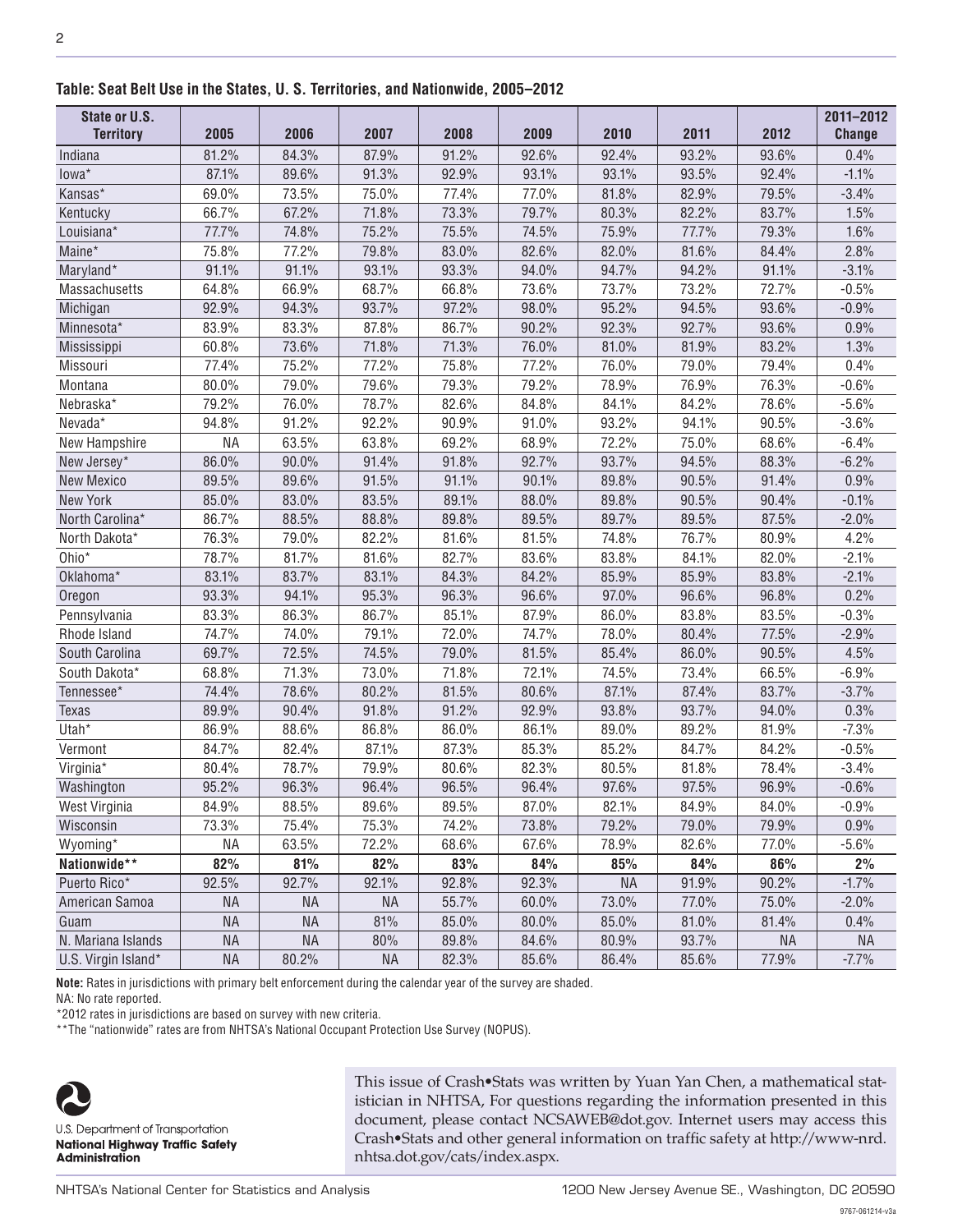**Table: Seat Belt Use in the States, U. S. Territories, and Nationwide, 2005–2012**

| State or U.S. Territory | 2005 | 2006 | 2007 | 2008 | 2009 | 2010 | 2011 | 2012 | 2011–2012 Change |
|---|---|---|---|---|---|---|---|---|---|
| Indiana | 81.2% | 84.3% | 87.9% | 91.2% | 92.6% | 92.4% | 93.2% | 93.6% | 0.4% |
| Iowa* | 87.1% | 89.6% | 91.3% | 92.9% | 93.1% | 93.1% | 93.5% | 92.4% | -1.1% |
| Kansas* | 69.0% | 73.5% | 75.0% | 77.4% | 77.0% | 81.8% | 82.9% | 79.5% | -3.4% |
| Kentucky | 66.7% | 67.2% | 71.8% | 73.3% | 79.7% | 80.3% | 82.2% | 83.7% | 1.5% |
| Louisiana* | 77.7% | 74.8% | 75.2% | 75.5% | 74.5% | 75.9% | 77.7% | 79.3% | 1.6% |
| Maine* | 75.8% | 77.2% | 79.8% | 83.0% | 82.6% | 82.0% | 81.6% | 84.4% | 2.8% |
| Maryland* | 91.1% | 91.1% | 93.1% | 93.3% | 94.0% | 94.7% | 94.2% | 91.1% | -3.1% |
| Massachusetts | 64.8% | 66.9% | 68.7% | 66.8% | 73.6% | 73.7% | 73.2% | 72.7% | -0.5% |
| Michigan | 92.9% | 94.3% | 93.7% | 97.2% | 98.0% | 95.2% | 94.5% | 93.6% | -0.9% |
| Minnesota* | 83.9% | 83.3% | 87.8% | 86.7% | 90.2% | 92.3% | 92.7% | 93.6% | 0.9% |
| Mississippi | 60.8% | 73.6% | 71.8% | 71.3% | 76.0% | 81.0% | 81.9% | 83.2% | 1.3% |
| Missouri | 77.4% | 75.2% | 77.2% | 75.8% | 77.2% | 76.0% | 79.0% | 79.4% | 0.4% |
| Montana | 80.0% | 79.0% | 79.6% | 79.3% | 79.2% | 78.9% | 76.9% | 76.3% | -0.6% |
| Nebraska* | 79.2% | 76.0% | 78.7% | 82.6% | 84.8% | 84.1% | 84.2% | 78.6% | -5.6% |
| Nevada* | 94.8% | 91.2% | 92.2% | 90.9% | 91.0% | 93.2% | 94.1% | 90.5% | -3.6% |
| New Hampshire | NA | 63.5% | 63.8% | 69.2% | 68.9% | 72.2% | 75.0% | 68.6% | -6.4% |
| New Jersey* | 86.0% | 90.0% | 91.4% | 91.8% | 92.7% | 93.7% | 94.5% | 88.3% | -6.2% |
| New Mexico | 89.5% | 89.6% | 91.5% | 91.1% | 90.1% | 89.8% | 90.5% | 91.4% | 0.9% |
| New York | 85.0% | 83.0% | 83.5% | 89.1% | 88.0% | 89.8% | 90.5% | 90.4% | -0.1% |
| North Carolina* | 86.7% | 88.5% | 88.8% | 89.8% | 89.5% | 89.7% | 89.5% | 87.5% | -2.0% |
| North Dakota* | 76.3% | 79.0% | 82.2% | 81.6% | 81.5% | 74.8% | 76.7% | 80.9% | 4.2% |
| Ohio* | 78.7% | 81.7% | 81.6% | 82.7% | 83.6% | 83.8% | 84.1% | 82.0% | -2.1% |
| Oklahoma* | 83.1% | 83.7% | 83.1% | 84.3% | 84.2% | 85.9% | 85.9% | 83.8% | -2.1% |
| Oregon | 93.3% | 94.1% | 95.3% | 96.3% | 96.6% | 97.0% | 96.6% | 96.8% | 0.2% |
| Pennsylvania | 83.3% | 86.3% | 86.7% | 85.1% | 87.9% | 86.0% | 83.8% | 83.5% | -0.3% |
| Rhode Island | 74.7% | 74.0% | 79.1% | 72.0% | 74.7% | 78.0% | 80.4% | 77.5% | -2.9% |
| South Carolina | 69.7% | 72.5% | 74.5% | 79.0% | 81.5% | 85.4% | 86.0% | 90.5% | 4.5% |
| South Dakota* | 68.8% | 71.3% | 73.0% | 71.8% | 72.1% | 74.5% | 73.4% | 66.5% | -6.9% |
| Tennessee* | 74.4% | 78.6% | 80.2% | 81.5% | 80.6% | 87.1% | 87.4% | 83.7% | -3.7% |
| Texas | 89.9% | 90.4% | 91.8% | 91.2% | 92.9% | 93.8% | 93.7% | 94.0% | 0.3% |
| Utah* | 86.9% | 88.6% | 86.8% | 86.0% | 86.1% | 89.0% | 89.2% | 81.9% | -7.3% |
| Vermont | 84.7% | 82.4% | 87.1% | 87.3% | 85.3% | 85.2% | 84.7% | 84.2% | -0.5% |
| Virginia* | 80.4% | 78.7% | 79.9% | 80.6% | 82.3% | 80.5% | 81.8% | 78.4% | -3.4% |
| Washington | 95.2% | 96.3% | 96.4% | 96.5% | 96.4% | 97.6% | 97.5% | 96.9% | -0.6% |
| West Virginia | 84.9% | 88.5% | 89.6% | 89.5% | 87.0% | 82.1% | 84.9% | 84.0% | -0.9% |
| Wisconsin | 73.3% | 75.4% | 75.3% | 74.2% | 73.8% | 79.2% | 79.0% | 79.9% | 0.9% |
| Wyoming* | NA | 63.5% | 72.2% | 68.6% | 67.6% | 78.9% | 82.6% | 77.0% | -5.6% |
| **Nationwide**** | **82%** | **81%** | **82%** | **83%** | **84%** | **85%** | **84%** | **86%** | **2%** |
| Puerto Rico* | 92.5% | 92.7% | 92.1% | 92.8% | 92.3% | NA | 91.9% | 90.2% | -1.7% |
| American Samoa | NA | NA | NA | 55.7% | 60.0% | 73.0% | 77.0% | 75.0% | -2.0% |
| Guam | NA | NA | 81% | 85.0% | 80.0% | 85.0% | 81.0% | 81.4% | 0.4% |
| N. Mariana Islands | NA | NA | 80% | 89.8% | 84.6% | 80.9% | 93.7% | NA | NA |
| U.S. Virgin Island* | NA | 80.2% | NA | 82.3% | 85.6% | 86.4% | 85.6% | 77.9% | -7.7% |

**Note:** Rates in jurisdictions with primary belt enforcement during the calendar year of the survey are shaded.

NA: No rate reported.

*2012 rates in jurisdictions are based on survey with new criteria.

**The "nationwide" rates are from NHTSA's National Occupant Protection Use Survey (NOPUS).

U.S. Department of Transportation
**National Highway Traffic Safety Administration**

This issue of Crash•Stats was written by Yuan Yan Chen, a mathematical statistician in NHTSA, For questions regarding the information presented in this document, please contact NCSAWEB@dot.gov. Internet users may access this Crash•Stats and other general information on traffic safety at http://www-nrd.nhtsa.dot.gov/cats/index.aspx.

NHTSA's National Center for Statistics and Analysis    1200 New Jersey Avenue SE., Washington, DC 20590

9767-061214-v3a